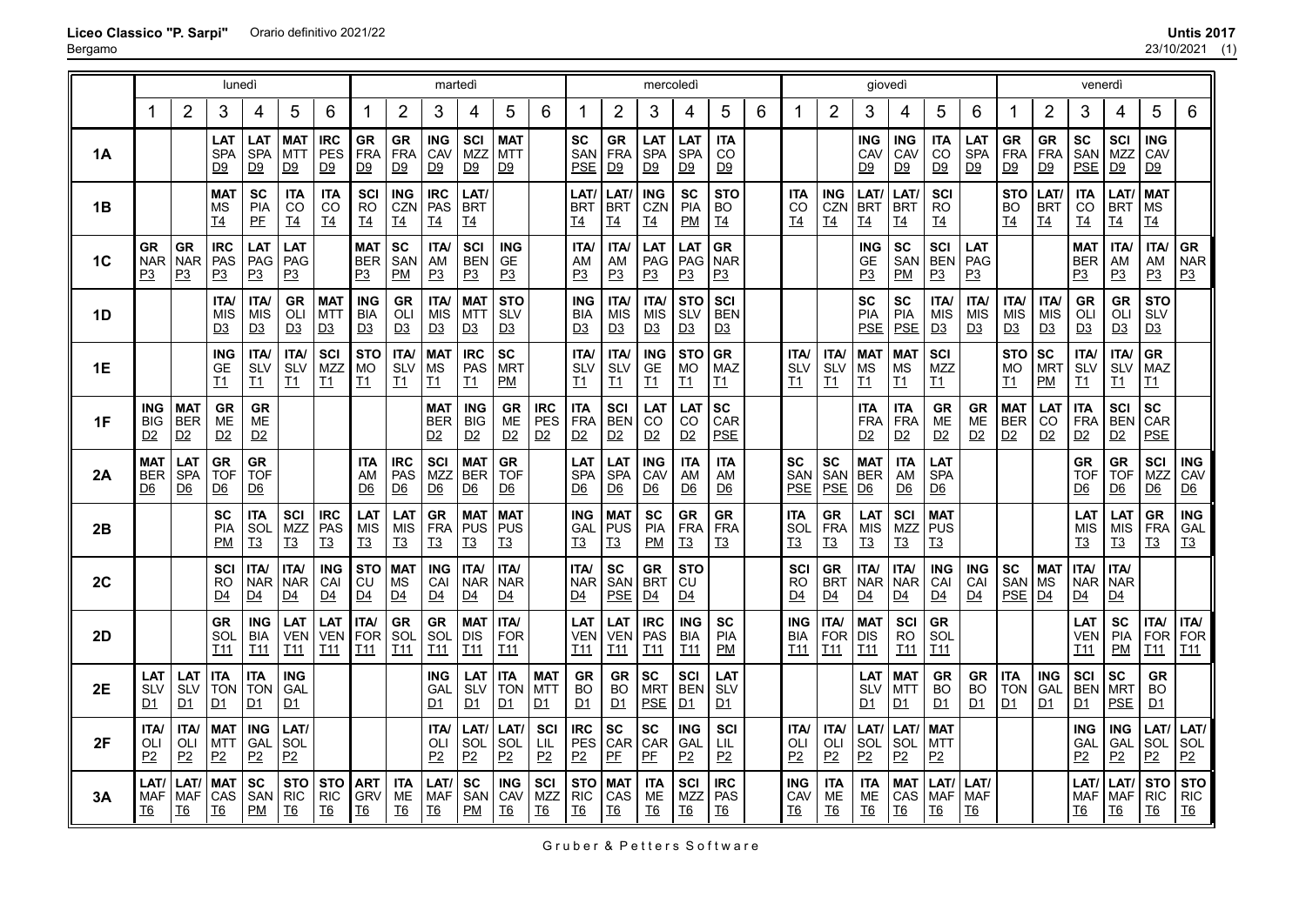**Liceo Classico "P. Sarpi"** Orario definitivo 2021/22 **Untis 2017**

Bergamo 23/10/2021 (1)

| | lunedì | | | | | | martedì | | | | | | mercoledì | | | | | | giovedì | | | | | | venerdì | | | | | |
|---|---|---|---|---|---|---|---|---|---|---|---|---|---|---|---|---|---|---|---|---|---|---|---|---|---|---|---|---|---|---|
| | 1 | 2 | 3 | 4 | 5 | 6 | 1 | 2 | 3 | 4 | 5 | 6 | 1 | 2 | 3 | 4 | 5 | 6 | 1 | 2 | 3 | 4 | 5 | 6 | 1 | 2 | 3 | 4 | 5 | 6 |
| **1A** | | | **LAT** SPA D9 | **LAT** SPA D9 | **MAT** MTT D9 | **IRC** PES D9 | **GR** FRA D9 | **GR** FRA D9 | **ING** CAV D9 | **SCI** MZZ D9 | **MAT** MTT D9 | | **SC** SAN PSE | **GR** FRA D9 | **LAT** SPA D9 | **LAT** SPA D9 | **ITA** CO D9 | | | | **ING** CAV D9 | **ING** CAV D9 | **ITA** CO D9 | **LAT** SPA D9 | **GR** FRA D9 | **GR** FRA D9 | **SC** SAN PSE | **SCI** MZZ D9 | **ING** CAV D9 | |
| **1B** | | | **MAT** MS T4 | **SC** PIA PF | **ITA** CO T4 | **ITA** CO T4 | **SCI** RO T4 | **ING** CZN T4 | **IRC** PAS T4 | **LAT/** BRT T4 | | | **LAT/** BRT T4 | **LAT/** BRT T4 | **ING** CZN T4 | **SC** PIA PM | **STO** BO T4 | | **ITA** CO T4 | **ING** CZN T4 | **LAT/** BRT T4 | **LAT/** BRT T4 | **SCI** RO T4 | | **STO** BO T4 | **LAT/** BRT T4 | **ITA** CO T4 | **LAT/** BRT T4 | **MAT** MS T4 | |
| **1C** | **GR** NAR P3 | **GR** NAR P3 | **IRC** PAS P3 | **LAT** PAG P3 | **LAT** PAG P3 | | **MAT** BER P3 | **SC** SAN PM | **ITA/** AM P3 | **SCI** BEN P3 | **ING** GE P3 | | **ITA/** AM P3 | **ITA/** AM P3 | **LAT** PAG P3 | **LAT** PAG P3 | **GR** NAR P3 | | | | **ING** GE P3 | **SC** SAN PM | **SCI** BEN P3 | **LAT** PAG P3 | | | **MAT** BER P3 | **ITA/** AM P3 | **ITA/** AM P3 | **GR** NAR P3 |
| **1D** | | | **ITA/** MIS D3 | **ITA/** MIS D3 | **GR** OLI D3 | **MAT** MTT D3 | **ING** BIA D3 | **GR** OLI D3 | **ITA/** MIS D3 | **MAT** MTT D3 | **STO** SLV D3 | | **ING** BIA D3 | **ITA/** MIS D3 | **ITA/** MIS D3 | **STO** SLV D3 | **SCI** BEN D3 | | | | **SC** PIA PSE | **SC** PIA PSE | **ITA/** MIS D3 | **ITA/** MIS D3 | **ITA/** MIS D3 | **ITA/** MIS D3 | **GR** OLI D3 | **GR** OLI D3 | **STO** SLV D3 | |
| **1E** | | | **ING** GE T1 | **ITA/** SLV T1 | **ITA/** SLV T1 | **SCI** MZZ T1 | **STO** MO T1 | **ITA/** SLV T1 | **MAT** MS T1 | **IRC** PAS T1 | **SC** MRT PM | | **ITA/** SLV T1 | **ITA/** SLV T1 | **ING** GE T1 | **STO** MO T1 | **GR** MAZ T1 | | **ITA/** SLV T1 | **ITA/** SLV T1 | **MAT** MS T1 | **MAT** MS T1 | **SCI** MZZ T1 | | **STO** MO T1 | **SC** MRT PM | **ITA/** SLV T1 | **ITA/** SLV T1 | **GR** MAZ T1 | |
| **1F** | **ING** BIG D2 | **MAT** BER D2 | **GR** ME D2 | **GR** ME D2 | | | | | **MAT** BER D2 | **ING** BIG D2 | **GR** ME D2 | **IRC** PES D2 | **ITA** FRA D2 | **SCI** BEN D2 | **LAT** CO D2 | **LAT** CO D2 | **SC** CAR PSE | | | | **ITA** FRA D2 | **ITA** FRA D2 | **GR** ME D2 | **GR** ME D2 | **MAT** BER D2 | **LAT** CO D2 | **ITA** FRA D2 | **SCI** BEN D2 | **SC** CAR PSE | |
| **2A** | **MAT** BER D6 | **LAT** SPA D6 | **GR** TOF D6 | **GR** TOF D6 | | | **ITA** AM D6 | **IRC** PAS D6 | **SCI** MZZ D6 | **MAT** BER D6 | **GR** TOF D6 | | **LAT** SPA D6 | **LAT** SPA D6 | **ING** CAV D6 | **ITA** AM D6 | **ITA** AM D6 | | **SC** SAN PSE | **SC** SAN PSE | **MAT** BER D6 | **ITA** AM D6 | **LAT** SPA D6 | | | | **GR** TOF D6 | **GR** TOF D6 | **SCI** MZZ D6 | **ING** CAV D6 |
| **2B** | | | **SC** PIA PM | **ITA** SOL T3 | **SCI** MZZ T3 | **IRC** PAS T3 | **LAT** MIS T3 | **LAT** MIS T3 | **GR** FRA T3 | **MAT** PUS T3 | **MAT** PUS T3 | | **ING** GAL T3 | **MAT** PUS T3 | **SC** PIA PM | **GR** FRA T3 | **GR** FRA T3 | | **ITA** SOL T3 | **GR** FRA T3 | **LAT** MIS T3 | **SCI** MZZ T3 | **MAT** PUS T3 | | | | **LAT** MIS T3 | **LAT** MIS T3 | **GR** FRA T3 | **ING** GAL T3 |
| **2C** | | | **SCI** RO D4 | **ITA/** NAR D4 | **ITA/** NAR D4 | **ING** CAI D4 | **STO** CU D4 | **MAT** MS D4 | **ING** CAI D4 | **ITA/** NAR D4 | **ITA/** NAR D4 | | **ITA/** NAR D4 | **SC** SAN PSE | **GR** BRT D4 | **STO** CU D4 | | | **SCI** RO D4 | **GR** BRT D4 | **ITA/** NAR D4 | **ITA/** NAR D4 | **ING** CAI D4 | **ING** CAI D4 | **SC** SAN PSE | **MAT** MS D4 | **ITA/** NAR D4 | **ITA/** NAR D4 | | |
| **2D** | | | **GR** SOL T11 | **ING** BIA T11 | **LAT** VEN T11 | **LAT** VEN T11 | **ITA/** FOR T11 | **GR** SOL T11 | **GR** SOL T11 | **MAT** DIS T11 | **ITA/** FOR T11 | | **LAT** VEN T11 | **LAT** VEN T11 | **IRC** PAS T11 | **ING** BIA T11 | **SC** PIA PM | | **ING** BIA T11 | **ITA/** FOR T11 | **MAT** DIS T11 | **SCI** RO T11 | **GR** SOL T11 | | | | **LAT** VEN T11 | **SC** PIA PM | **ITA/** FOR T11 | **ITA/** FOR T11 |
| **2E** | **LAT** SLV D1 | **LAT** SLV D1 | **ITA** TON D1 | **ITA** TON D1 | **ING** GAL D1 | | | | **ING** GAL D1 | **LAT** SLV D1 | **ITA** TON D1 | **MAT** MTT D1 | **GR** BO D1 | **GR** BO D1 | **SC** MRT PSE | **SCI** BEN D1 | **LAT** SLV D1 | | | | **LAT** SLV D1 | **MAT** MTT D1 | **GR** BO D1 | **GR** BO D1 | **ITA** TON D1 | **ING** GAL D1 | **SCI** BEN D1 | **SC** MRT PSE | **GR** BO D1 | |
| **2F** | **ITA/** OLI P2 | **ITA/** OLI P2 | **MAT** MTT P2 | **ING** GAL P2 | **LAT/** SOL P2 | | | | **ITA/** OLI P2 | **LAT/** SOL P2 | **LAT/** SOL P2 | **SCI** LIL P2 | **IRC** PES P2 | **SC** CAR PF | **SC** CAR PF | **ING** GAL P2 | **SCI** LIL P2 | | **ITA/** OLI P2 | **ITA/** OLI P2 | **LAT/** SOL P2 | **LAT/** SOL P2 | **MAT** MTT P2 | | | | **ING** GAL P2 | **ING** GAL P2 | **LAT/** SOL P2 | **LAT/** SOL P2 |
| **3A** | **LAT/** MAF T6 | **LAT/** MAF T6 | **MAT** CAS T6 | **SC** SAN PM | **STO** RIC T6 | **STO** RIC T6 | **ART** GRV T6 | **ITA** ME T6 | **LAT/** MAF T6 | **SC** SAN PM | **ING** CAV T6 | **SCI** MZZ T6 | **STO** RIC T6 | **MAT** CAS T6 | **ITA** ME T6 | **SCI** MZZ T6 | **IRC** PAS T6 | | **ING** CAV T6 | **ITA** ME T6 | **ITA** ME T6 | **MAT** CAS T6 | **LAT/** MAF T6 | **LAT/** MAF T6 | | | **LAT/** MAF T6 | **LAT/** MAF T6 | **STO** RIC T6 | **STO** RIC T6 |

Gruber & Petters Software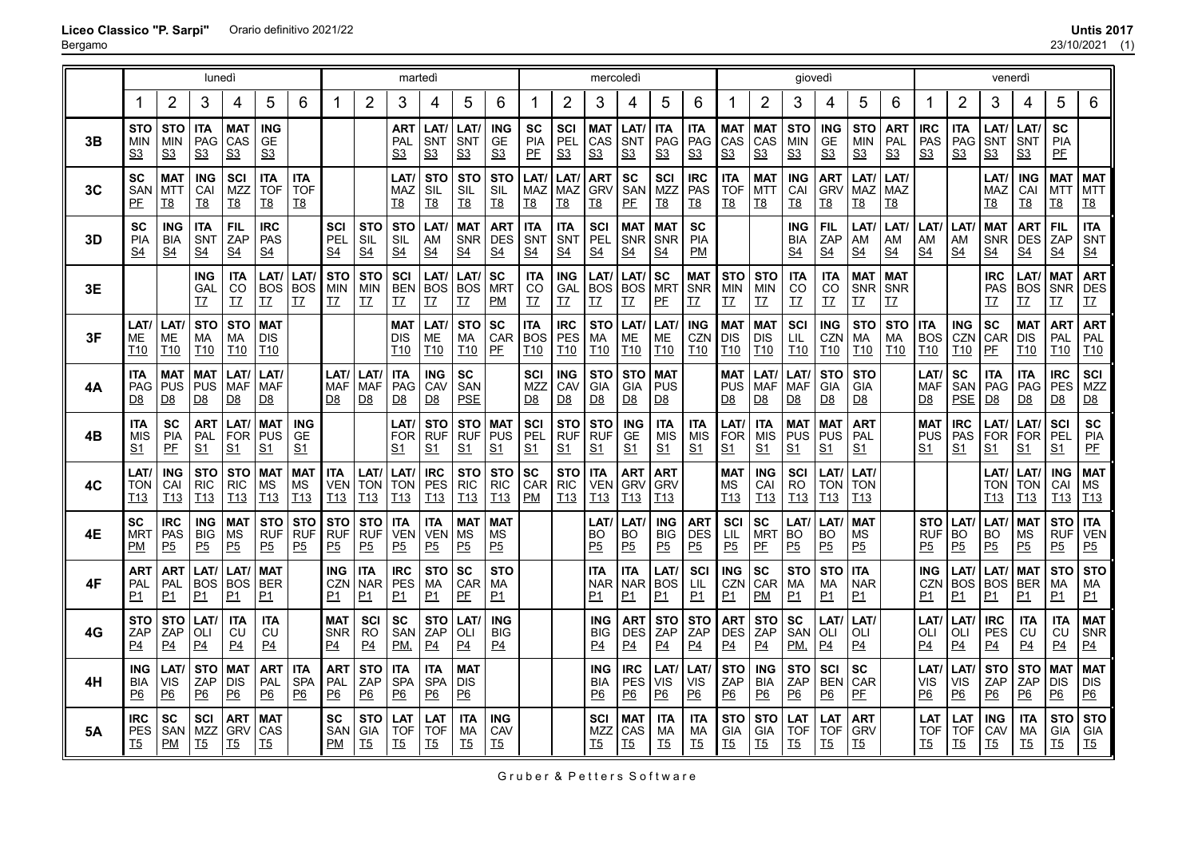| | lunedì | | | | | | martedì | | | | | | mercoledì | | | | | | giovedì | | | | | | venerdì | | | | | |
|---|---|---|---|---|---|---|---|---|---|---|---|---|---|---|---|---|---|---|---|---|---|---|---|---|---|---|---|---|---|---|
| | 1 | 2 | 3 | 4 | 5 | 6 | 1 | 2 | 3 | 4 | 5 | 6 | 1 | 2 | 3 | 4 | 5 | 6 | 1 | 2 | 3 | 4 | 5 | 6 | 1 | 2 | 3 | 4 | 5 | 6 |
| **3B** | STO MIN S3 | STO MIN S3 | ITA PAG S3 | MAT CAS S3 | ING GE S3 | | | | ART PAL S3 | LAT/ SNT S3 | LAT/ SNT S3 | ING GE S3 | SC PIA PF | SCI PEL S3 | MAT CAS S3 | LAT/ SNT S3 | ITA PAG S3 | ITA PAG S3 | MAT CAS S3 | MAT CAS S3 | STO MIN S3 | ING GE S3 | STO MIN S3 | ART PAL S3 | IRC PAS S3 | ITA PAG S3 | LAT/ SNT S3 | LAT/ SNT S3 | SC PIA PF | |
| **3C** | SC SAN PF | MAT MTT T8 | ING CAI T8 | SCI MZZ T8 | ITA TOF T8 | ITA TOF T8 | | | LAT/ MAZ T8 | STO SIL T8 | STO SIL T8 | STO SIL T8 | LAT/ MAZ T8 | LAT/ MAZ T8 | ART GRV T8 | SC SAN PF | SCI MZZ T8 | IRC PAS T8 | ITA TOF T8 | MAT MTT T8 | ING CAI T8 | ART GRV T8 | LAT/ MAZ T8 | LAT/ MAZ T8 | | | LAT/ MAZ T8 | ING CAI T8 | MAT MTT T8 | MAT MTT T8 |
| **3D** | SC PIA S4 | ING BIA S4 | ITA SNT S4 | FIL ZAP S4 | IRC PAS S4 | | SCI PEL S4 | STO SIL S4 | STO SIL S4 | LAT/ AM S4 | MAT SNR S4 | ART DES S4 | ITA SNT S4 | ITA SNT S4 | SCI PEL S4 | MAT SNR S4 | MAT SNR S4 | SC PIA PM | | | ING BIA S4 | FIL ZAP S4 | LAT/ AM S4 | LAT/ AM S4 | LAT/ AM S4 | LAT/ AM S4 | MAT SNR S4 | ART DES S4 | FIL ZAP S4 | ITA SNT S4 |
| **3E** | | | ING GAL T7 | ITA CO T7 | LAT/ BOS T7 | LAT/ BOS T7 | STO MIN T7 | STO MIN T7 | SCI BEN T7 | LAT/ BOS T7 | LAT/ BOS T7 | SC MRT PM | ITA CO T7 | ING GAL T7 | LAT/ BOS T7 | LAT/ BOS T7 | SC MRT PF | MAT SNR T7 | STO MIN T7 | STO MIN T7 | ITA CO T7 | ITA CO T7 | MAT SNR T7 | MAT SNR T7 | | | IRC PAS T7 | LAT/ BOS T7 | MAT SNR T7 | ART DES T7 |
| **3F** | LAT/ ME T10 | LAT/ ME T10 | STO MA T10 | STO MA T10 | MAT DIS T10 | | | | MAT DIS T10 | LAT/ ME T10 | STO MA T10 | SC CAR PF | ITA BOS T10 | IRC PES T10 | STO MA T10 | LAT/ ME T10 | LAT/ ME T10 | ING CZN T10 | MAT DIS T10 | MAT DIS T10 | SCI LIL T10 | ING CZN T10 | STO MA T10 | STO MA T10 | ITA BOS T10 | ING CZN T10 | SC CAR PF | MAT DIS T10 | ART PAL T10 | ART PAL T10 |
| **4A** | ITA PAG D8 | MAT PUS D8 | MAT PUS D8 | LAT/ MAF D8 | LAT/ MAF D8 | | LAT/ MAF D8 | LAT/ MAF D8 | ITA PAG D8 | ING CAV D8 | SC SAN PSE | | SCI MZZ D8 | ING CAV D8 | STO GIA D8 | STO GIA D8 | MAT PUS D8 | | MAT PUS D8 | LAT/ MAF D8 | LAT/ MAF D8 | STO GIA D8 | STO GIA D8 | | LAT/ MAF D8 | SC SAN PSE | ITA PAG D8 | ITA PAG D8 | IRC PES D8 | SCI MZZ D8 |
| **4B** | ITA MIS S1 | SC PIA PF | ART PAL S1 | LAT/ FOR S1 | MAT PUS S1 | ING GE S1 | | | LAT/ FOR S1 | STO RUF S1 | STO RUF S1 | MAT PUS S1 | SCI PEL S1 | STO RUF S1 | STO RUF S1 | ING GE S1 | ITA MIS S1 | ITA MIS S1 | LAT/ FOR S1 | ITA MIS S1 | MAT PUS S1 | MAT PUS S1 | ART PAL S1 | | MAT PUS S1 | IRC PAS S1 | LAT/ FOR S1 | LAT/ FOR S1 | SCI PEL S1 | SC PIA PF |
| **4C** | LAT/ TON T13 | ING CAI T13 | STO RIC T13 | STO RIC T13 | MAT MS T13 | MAT MS T13 | ITA VEN T13 | LAT/ TON T13 | LAT/ TON T13 | IRC PES T13 | STO RIC T13 | STO RIC T13 | SC CAR PM | STO RIC T13 | ITA VEN T13 | ART GRV T13 | ART GRV T13 | | MAT MS T13 | ING CAI T13 | SCI RO T13 | LAT/ TON T13 | LAT/ TON T13 | | | | LAT/ TON T13 | LAT/ TON T13 | ING CAI T13 | MAT MS T13 |
| **4E** | SC MRT PM | IRC PAS P5 | ING BIG P5 | MAT MS P5 | STO RUF P5 | STO RUF P5 | STO RUF P5 | STO RUF P5 | ITA VEN P5 | ITA VEN P5 | MAT MS P5 | MAT MS P5 | | | LAT/ BO P5 | LAT/ BO P5 | ING BIG P5 | ART DES P5 | SCI LIL P5 | SC MRT PF | LAT/ BO P5 | LAT/ BO P5 | MAT MS P5 | | STO RUF P5 | LAT/ BO P5 | LAT/ BO P5 | MAT MS P5 | STO RUF P5 | ITA VEN P5 |
| **4F** | ART PAL P1 | ART PAL P1 | LAT/ BOS P1 | LAT/ BOS P1 | MAT BER P1 | | ING CZN P1 | ITA NAR P1 | IRC PES P1 | STO MA P1 | SC CAR PF | STO MA P1 | | | ITA NAR P1 | ITA NAR P1 | LAT/ BOS P1 | SCI LIL P1 | ING CZN P1 | SC CAR PM | STO MA P1 | STO MA P1 | ITA NAR P1 | | ING CZN P1 | LAT/ BOS P1 | LAT/ BOS P1 | MAT BER P1 | STO MA P1 | STO MA P1 |
| **4G** | STO ZAP P4 | STO ZAP P4 | LAT/ OLI P4 | ITA CU P4 | ITA CU P4 | | MAT SNR P4 | SCI RO P4 | SC SAN PM, | STO ZAP P4 | LAT/ OLI P4 | ING BIG P4 | | | ING BIG P4 | ART DES P4 | STO ZAP P4 | STO ZAP P4 | ART DES P4 | STO ZAP P4 | SC SAN PM, | LAT/ OLI P4 | LAT/ OLI P4 | | LAT/ OLI P4 | LAT/ OLI P4 | IRC PES P4 | ITA CU P4 | ITA CU P4 | MAT SNR P4 |
| **4H** | ING BIA P6 | LAT/ VIS P6 | STO ZAP P6 | MAT DIS P6 | ART PAL P6 | ITA SPA P6 | ART PAL P6 | STO ZAP P6 | ITA SPA P6 | ITA SPA P6 | MAT DIS P6 | | | | ING BIA P6 | IRC PES P6 | LAT/ VIS P6 | LAT/ VIS P6 | STO ZAP P6 | ING BIA P6 | STO ZAP P6 | SCI BEN P6 | SC CAR PF | | LAT/ VIS P6 | LAT/ VIS P6 | STO ZAP P6 | STO ZAP P6 | MAT DIS P6 | MAT DIS P6 |
| **5A** | IRC PES T5 | SC SAN PM | SCI MZZ T5 | ART GRV T5 | MAT CAS T5 | | SC SAN PM | STO GIA T5 | LAT TOF T5 | LAT TOF T5 | ITA MA T5 | ING CAV T5 | | | SCI MZZ T5 | MAT CAS T5 | ITA MA T5 | ITA MA T5 | STO GIA T5 | STO GIA T5 | LAT TOF T5 | LAT TOF T5 | ART GRV T5 | | LAT TOF T5 | LAT TOF T5 | ING CAV T5 | ITA MA T5 | STO GIA T5 | STO GIA T5 |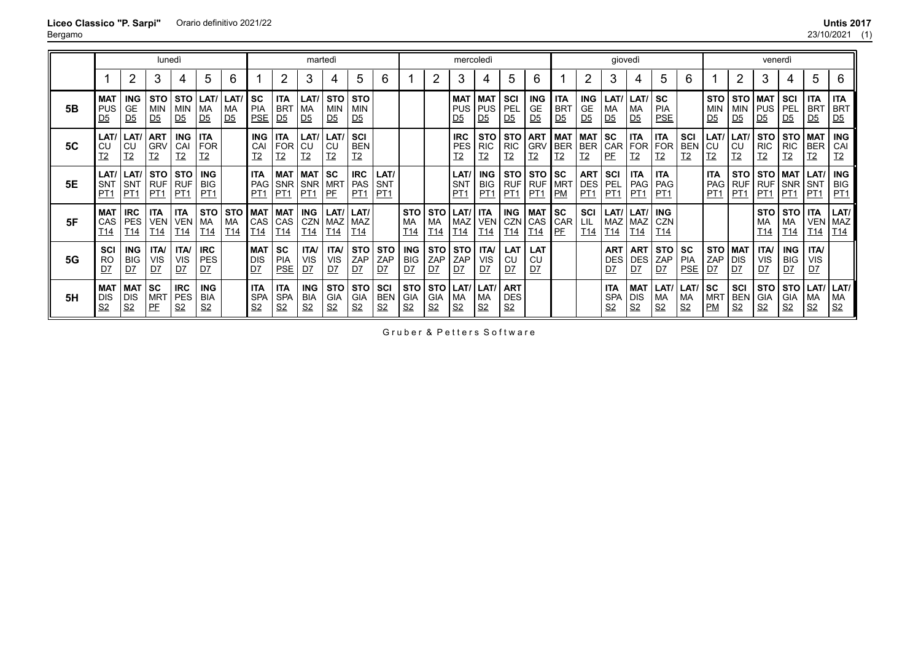**Liceo Classico "P. Sarpi"** Orario definitivo 2021/22
Bergamo

| | lunedì | | | | | | martedì | | | | | | mercoledì | | | | | | giovedì | | | | | | venerdì | | | | | |
|---|---|---|---|---|---|---|---|---|---|---|---|---|---|---|---|---|---|---|---|---|---|---|---|---|---|---|---|---|---|---|
| | 1 | 2 | 3 | 4 | 5 | 6 | 1 | 2 | 3 | 4 | 5 | 6 | 1 | 2 | 3 | 4 | 5 | 6 | 1 | 2 | 3 | 4 | 5 | 6 | 1 | 2 | 3 | 4 | 5 | 6 |
| **5B** | **MAT** PUS D5 | **ING** GE D5 | **STO** MIN D5 | **STO** MIN D5 | **LAT/** MA D5 | **LAT/** MA D5 | **SC** PIA PSE | **ITA** BRT D5 | **LAT/** MA D5 | **STO** MIN D5 | **STO** MIN D5 | | | | **MAT** PUS D5 | **MAT** PUS D5 | **SCI** PEL D5 | **ING** GE D5 | **ITA** BRT D5 | **ING** GE D5 | **LAT/** MA D5 | **LAT/** MA D5 | **SC** PIA PSE | | **STO** MIN D5 | **STO** MIN D5 | **MAT** PUS D5 | **SCI** PEL D5 | **ITA** BRT D5 | **ITA** BRT D5 |
| **5C** | **LAT/** CU T2 | **LAT/** CU T2 | **ART** GRV T2 | **ING** CAI T2 | **ITA** FOR T2 | | **ING** CAI T2 | **ITA** FOR T2 | **LAT/** CU T2 | **LAT/** CU T2 | **SCI** BEN T2 | | | | **IRC** PES T2 | **STO** RIC T2 | **STO** RIC T2 | **ART** GRV T2 | **MAT** BER T2 | **MAT** BER T2 | **SC** CAR PF | **ITA** FOR T2 | **ITA** FOR T2 | **SCI** BEN T2 | **LAT/** CU T2 | **LAT/** CU T2 | **STO** RIC T2 | **STO** RIC T2 | **MAT** BER T2 | **ING** CAI T2 |
| **5E** | **LAT/** SNT PT1 | **LAT/** SNT PT1 | **STO** RUF PT1 | **STO** RUF PT1 | **ING** BIG PT1 | | **ITA** PAG PT1 | **MAT** SNR PT1 | **MAT** SNR PT1 | **SC** MRT PF | **IRC** PAS PT1 | **LAT/** SNT PT1 | | | **LAT/** SNT PT1 | **ING** BIG PT1 | **STO** RUF PT1 | **STO** RUF PT1 | **SC** MRT PM | **ART** DES PT1 | **SCI** PEL PT1 | **ITA** PAG PT1 | **ITA** PAG PT1 | | **ITA** PAG PT1 | **STO** RUF PT1 | **STO** RUF PT1 | **MAT** SNR PT1 | **LAT/** SNT PT1 | **ING** BIG PT1 |
| **5F** | **MAT** CAS T14 | **IRC** PES T14 | **ITA** VEN T14 | **ITA** VEN T14 | **STO** MA T14 | **STO** MA T14 | **MAT** CAS T14 | **MAT** CAS T14 | **ING** CZN T14 | **LAT/** MAZ T14 | **LAT/** MAZ T14 | | **STO** MA T14 | **STO** MA T14 | **LAT/** MAZ T14 | **ITA** VEN T14 | **ING** CZN T14 | **MAT** CAS T14 | **SC** CAR PF | **SCI** LIL T14 | **LAT/** MAZ T14 | **LAT/** MAZ T14 | **ING** CZN T14 | | | | **STO** MA T14 | **STO** MA T14 | **ITA** VEN T14 | **LAT/** MAZ T14 |
| **5G** | **SCI** RO D7 | **ING** BIG D7 | **ITA/** VIS D7 | **ITA/** VIS D7 | **IRC** PES D7 | | **MAT** DIS D7 | **SC** PIA PSE | **ITA/** VIS D7 | **ITA/** VIS D7 | **STO** ZAP D7 | **STO** ZAP D7 | **ING** BIG D7 | **STO** ZAP D7 | **STO** ZAP D7 | **ITA/** VIS D7 | **LAT** CU D7 | **LAT** CU D7 | | | **ART** DES D7 | **ART** DES D7 | **STO** ZAP D7 | **SC** PIA PSE | **STO** ZAP D7 | **MAT** DIS D7 | **ITA/** VIS D7 | **ING** BIG D7 | **ITA/** VIS D7 | |
| **5H** | **MAT** DIS S2 | **MAT** DIS S2 | **SC** MRT PF | **IRC** PES S2 | **ING** BIA S2 | | **ITA** SPA S2 | **ITA** SPA S2 | **ING** BIA S2 | **STO** GIA S2 | **STO** GIA S2 | **SCI** BEN S2 | **STO** GIA S2 | **STO** GIA S2 | **LAT/** MA S2 | **LAT/** MA S2 | **ART** DES S2 | | | | **ITA** SPA S2 | **MAT** DIS S2 | **LAT/** MA S2 | **LAT/** MA S2 | **SC** MRT PM | **SCI** BEN S2 | **STO** GIA S2 | **STO** GIA S2 | **LAT/** MA S2 | **LAT/** MA S2 |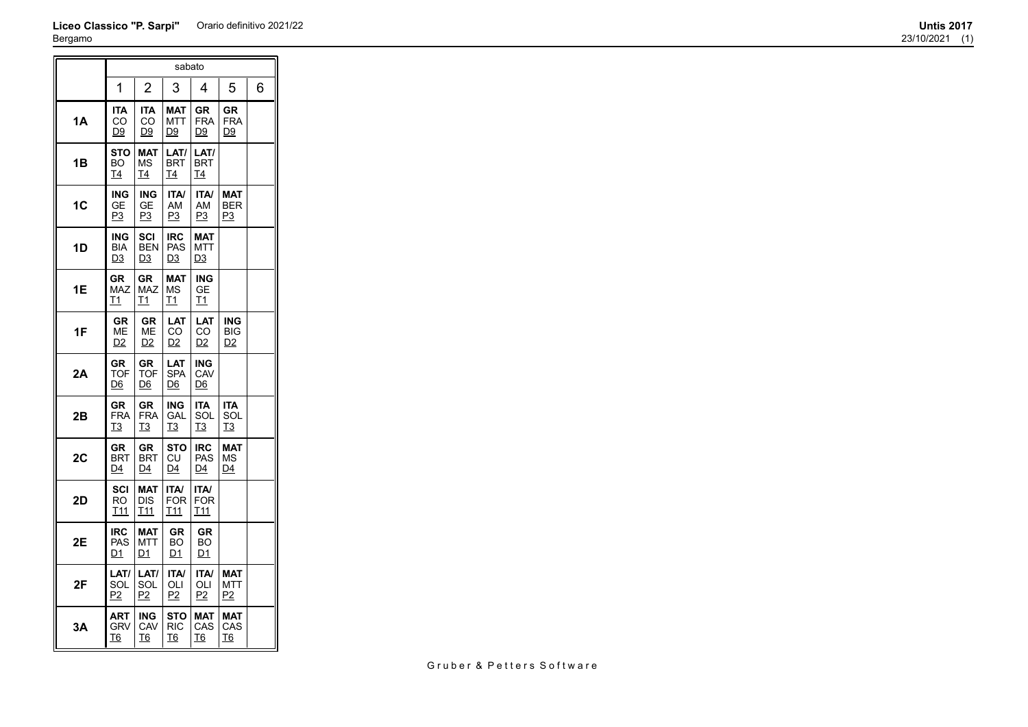**Liceo Classico "P. Sarpi"** Orario definitivo 2021/22

Bergamo

**Untis 2017**

23/10/2021 (1)

| | sabato | | | | | |
|---|---|---|---|---|---|---|
| | 1 | 2 | 3 | 4 | 5 | 6 |
| **1A** | **ITA** CO D9 | **ITA** CO D9 | **MAT** MTT D9 | **GR** FRA D9 | **GR** FRA D9 | |
| **1B** | **STO** BO T4 | **MAT** MS T4 | **LAT/** BRT T4 | **LAT/** BRT T4 | | |
| **1C** | **ING** GE P3 | **ING** GE P3 | **ITA/** AM P3 | **ITA/** AM P3 | **MAT** BER P3 | |
| **1D** | **ING** BIA D3 | **SCI** BEN D3 | **IRC** PAS D3 | **MAT** MTT D3 | | |
| **1E** | **GR** MAZ T1 | **GR** MAZ T1 | **MAT** MS T1 | **ING** GE T1 | | |
| **1F** | **GR** ME D2 | **GR** ME D2 | **LAT** CO D2 | **LAT** CO D2 | **ING** BIG D2 | |
| **2A** | **GR** TOF D6 | **GR** TOF D6 | **LAT** SPA D6 | **ING** CAV D6 | | |
| **2B** | **GR** FRA T3 | **GR** FRA T3 | **ING** GAL T3 | **ITA** SOL T3 | **ITA** SOL T3 | |
| **2C** | **GR** BRT D4 | **GR** BRT D4 | **STO** CU D4 | **IRC** PAS D4 | **MAT** MS D4 | |
| **2D** | **SCI** RO T11 | **MAT** DIS T11 | **ITA/** FOR T11 | **ITA/** FOR T11 | | |
| **2E** | **IRC** PAS D1 | **MAT** MTT D1 | **GR** BO D1 | **GR** BO D1 | | |
| **2F** | **LAT/** SOL P2 | **LAT/** SOL P2 | **ITA/** OLI P2 | **ITA/** OLI P2 | **MAT** MTT P2 | |
| **3A** | **ART** GRV T6 | **ING** CAV T6 | **STO** RIC T6 | **MAT** CAS T6 | **MAT** CAS T6 | |

Gruber & Petters Software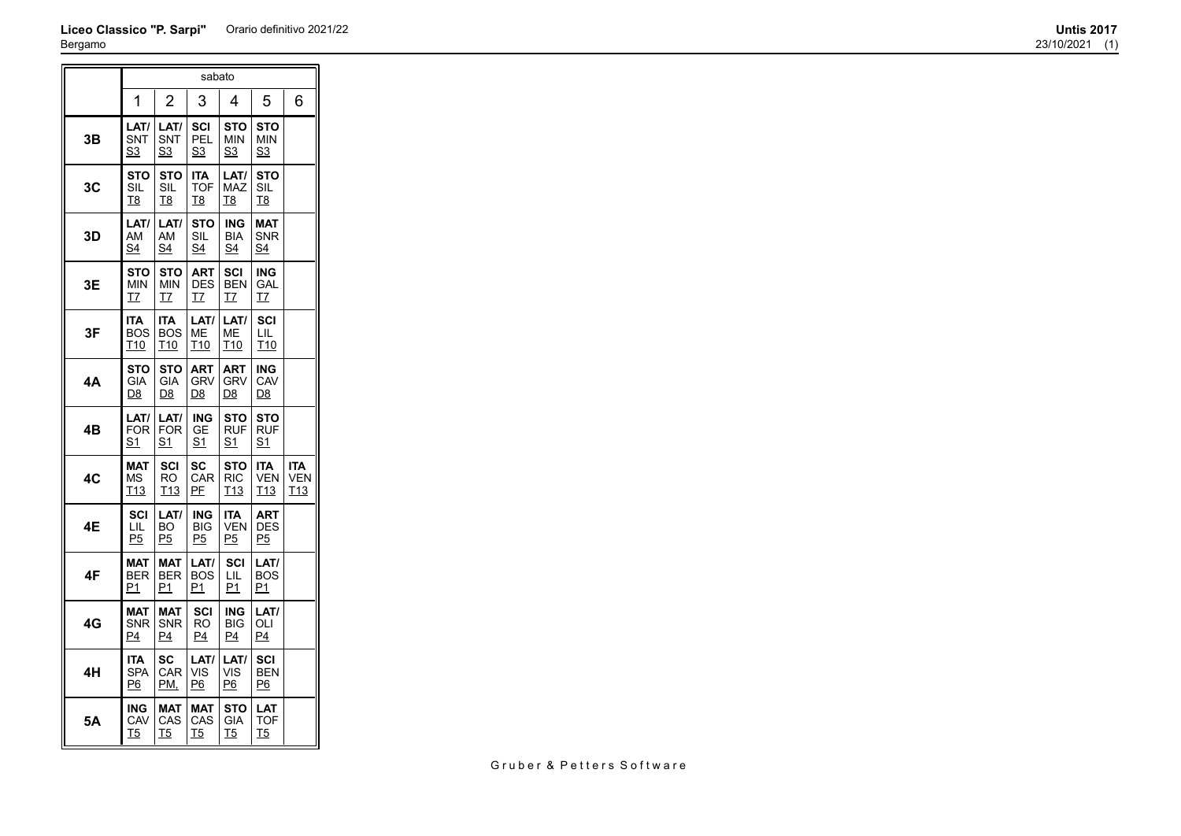**Liceo Classico "P. Sarpi"** Orario definitivo 2021/22
Bergamo

**Untis 2017**
23/10/2021 (1)

| | sabato | | | | | |
|---|---|---|---|---|---|---|
| | 1 | 2 | 3 | 4 | 5 | 6 |
| **3B** | **LAT/** SNT S3 | **LAT/** SNT S3 | **SCI** PEL S3 | **STO** MIN S3 | **STO** MIN S3 | |
| **3C** | **STO** SIL T8 | **STO** SIL T8 | **ITA** TOF T8 | **LAT/** MAZ T8 | **STO** SIL T8 | |
| **3D** | **LAT/** AM S4 | **LAT/** AM S4 | **STO** SIL S4 | **ING** BIA S4 | **MAT** SNR S4 | |
| **3E** | **STO** MIN T7 | **STO** MIN T7 | **ART** DES T7 | **SCI** BEN T7 | **ING** GAL T7 | |
| **3F** | **ITA** BOS T10 | **ITA** BOS T10 | **LAT/** ME T10 | **LAT/** ME T10 | **SCI** LIL T10 | |
| **4A** | **STO** GIA D8 | **STO** GIA D8 | **ART** GRV D8 | **ART** GRV D8 | **ING** CAV D8 | |
| **4B** | **LAT/** FOR S1 | **LAT/** FOR S1 | **ING** GE S1 | **STO** RUF S1 | **STO** RUF S1 | |
| **4C** | **MAT** MS T13 | **SCI** RO T13 | **SC** CAR PF | **STO** RIC T13 | **ITA** VEN T13 | **ITA** VEN T13 |
| **4E** | **SCI** LIL P5 | **LAT/** BO P5 | **ING** BIG P5 | **ITA** VEN P5 | **ART** DES P5 | |
| **4F** | **MAT** BER P1 | **MAT** BER P1 | **LAT/** BOS P1 | **SCI** LIL P1 | **LAT/** BOS P1 | |
| **4G** | **MAT** SNR P4 | **MAT** SNR P4 | **SCI** RO P4 | **ING** BIG P4 | **LAT/** OLI P4 | |
| **4H** | **ITA** SPA P6 | **SC** CAR PM, | **LAT/** VIS P6 | **LAT/** VIS P6 | **SCI** BEN P6 | |
| **5A** | **ING** CAV T5 | **MAT** CAS T5 | **MAT** CAS T5 | **STO** GIA T5 | **LAT** TOF T5 | |

Gruber & Petters Software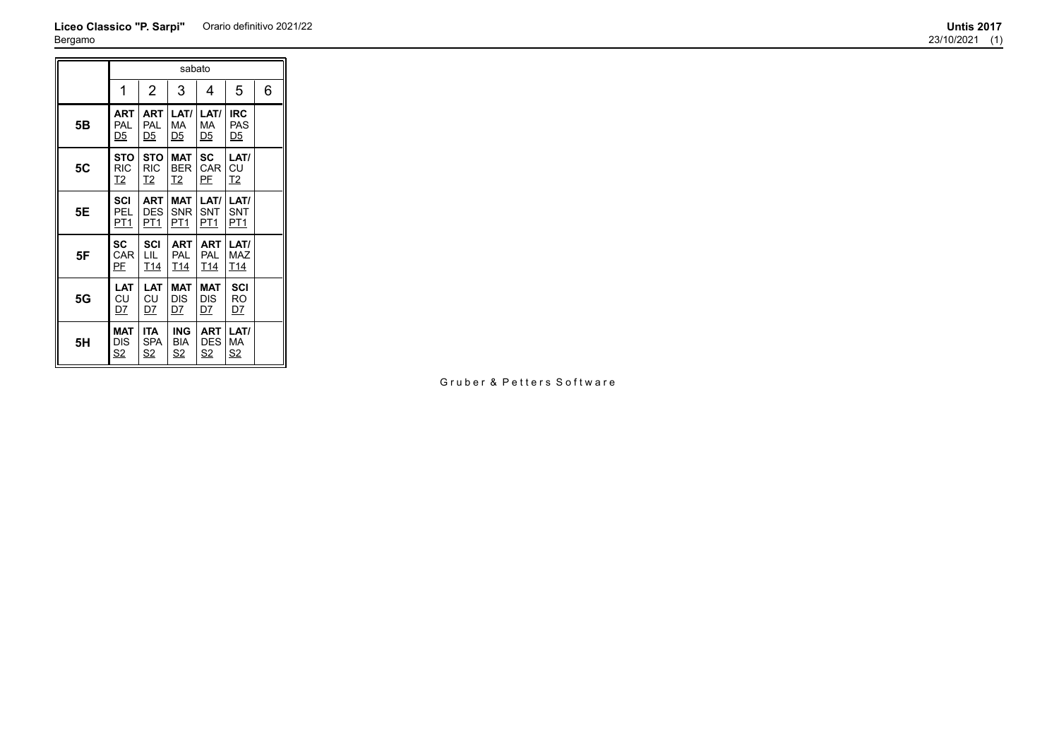**Liceo Classico "P. Sarpi"** Orario definitivo 2021/22
Bergamo

**Untis 2017**
23/10/2021 (1)

| | sabato | | | | | |
|---|---|---|---|---|---|---|
| | 1 | 2 | 3 | 4 | 5 | 6 |
| **5B** | **ART** PAL D5 | **ART** PAL D5 | **LAT/** MA D5 | **LAT/** MA D5 | **IRC** PAS D5 | |
| **5C** | **STO** RIC T2 | **STO** RIC T2 | **MAT** BER T2 | **SC** CAR PF | **LAT/** CU T2 | |
| **5E** | **SCI** PEL PT1 | **ART** DES PT1 | **MAT** SNR PT1 | **LAT/** SNT PT1 | **LAT/** SNT PT1 | |
| **5F** | **SC** CAR PF | **SCI** LIL T14 | **ART** PAL T14 | **ART** PAL T14 | **LAT/** MAZ T14 | |
| **5G** | **LAT** CU D7 | **LAT** CU D7 | **MAT** DIS D7 | **MAT** DIS D7 | **SCI** RO D7 | |
| **5H** | **MAT** DIS S2 | **ITA** SPA S2 | **ING** BIA S2 | **ART** DES S2 | **LAT/** MA S2 | |

Gruber & Petters Software